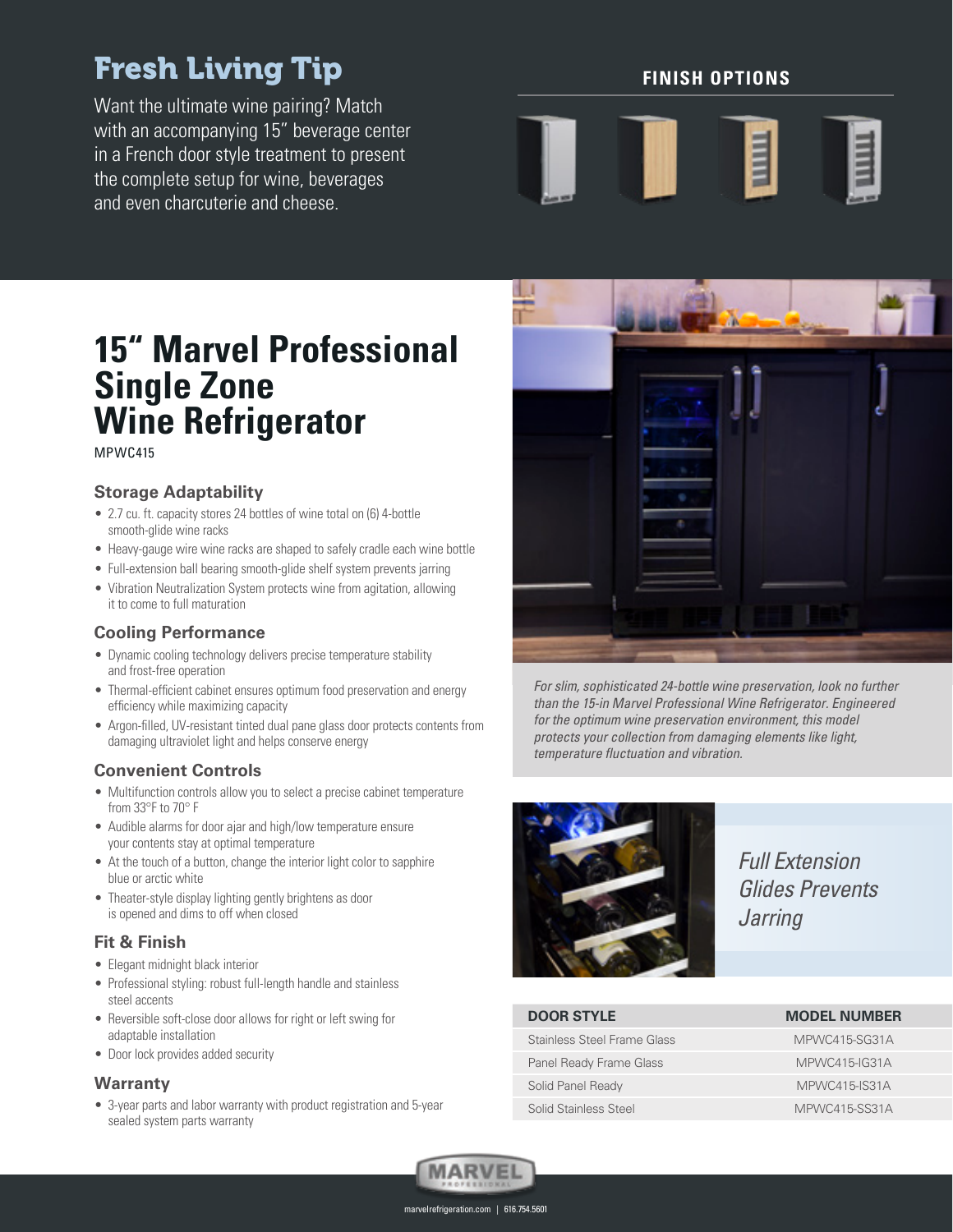## Fresh Living Tip

Want the ultimate wine pairing? Match with an accompanying 15" beverage center in a French door style treatment to present the complete setup for wine, beverages and even charcuterie and cheese.

**FINISH OPTIONS**

# 15" Marvel Professional Single Zone Wine Refrigerator

MPWC415

### Storage Adaptability

- 2.7 cu. ft. capacity stores 24 bottles of wine total on (6) 4-bottle smooth-glide wine racks
- Heavy-gauge wire wine racks are shaped to safely cradle each wine bottle
- Full-extension ball bearing smooth-glide shelf system prevents jarring
- Vibration Neutralization System protects wine from agitation, allowing it to come to full maturation

### Cooling Performance

- Dynamic cooling technology delivers precise temperature stability and frost-free operation
- Thermal-efficient cabinet ensures optimum food preservation and energy efficiency while maximizing capacity
- Argon-filled, UV-resistant tinted dual pane glass door protects contents from damaging ultraviolet light and helps conserve energy

### Convenient Controls

- Multifunction controls allow you to select a precise cabinet temperature from 33°F to 70° F
- Audible alarms for door ajar and high/low temperature ensure your contents stay at optimal temperature
- At the touch of a button, change the interior light color to sapphire blue or arctic white
- Theater-style display lighting gently brightens as door is opened and dims to off when closed

### Fit & Finish

- Elegant midnight black interior
- Professional styling: robust full-length handle and stainless steel accents
- Reversible soft-close door allows for right or left swing for adaptable installation
- Door lock provides added security

### Warranty

- 3-year parts and labor warranty with product registration and 5-year sealed system parts warranty

*For slim, sophisticated 24-bottle wine preservation, look no further than the 15-in Marvel Professional Wine Refrigerator. Engineered for the optimum wine preservation environment, this model protects your collection from damaging elements like light, temperature fluctuation and vibration.*

*Full Extension Glides Prevents Jarring*

| DOOR STYLE | MODEL NUMBER |
|---|---|
| Stainless Steel Frame Glass | MPWC415-SG31A |
| Panel Ready Frame Glass | MPWC415-IG31A |
| Solid Panel Ready | MPWC415-IS31A |
| Solid Stainless Steel | MPWC415-SS31A |

MARVEL PROFESSIONAL

marvelrefrigeration.com | 616.754.5601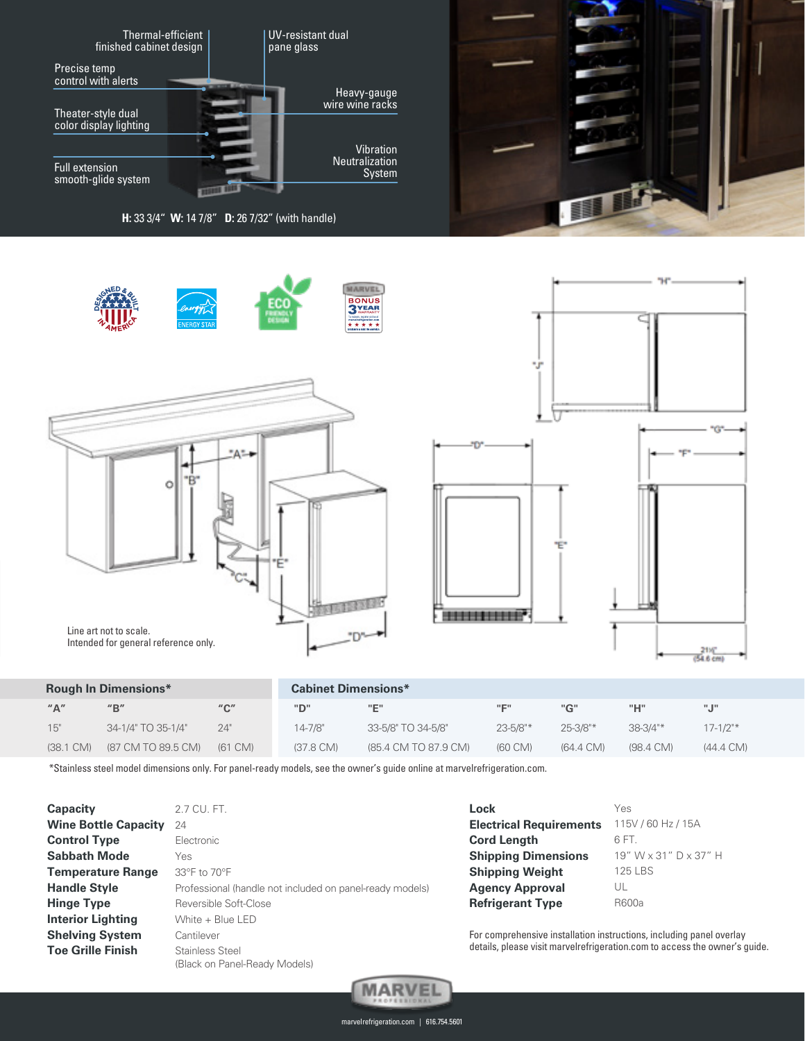Thermal-efficient finished cabinet design

UV-resistant dual pane glass

Precise temp control with alerts

Heavy-gauge wire wine racks

Theater-style dual color display lighting

Vibration Neutralization System

Full extension smooth-glide system

**H:** 33 3/4" **W:** 14 7/8" **D:** 26 7/32" (with handle)

Line art not to scale.
Intended for general reference only.

| Rough In Dimensions* | | | Cabinet Dimensions* | | | | | |
|---|---|---|---|---|---|---|---|---|
| "A" | "B" | "C" | "D" | "E" | "F" | "G" | "H" | "J" |
| 15" | 34-1/4" TO 35-1/4" | 24" | 14-7/8" | 33-5/8" TO 34-5/8" | 23-5/8"* | 25-3/8"* | 38-3/4"* | 17-1/2"* |
| (38.1 CM) | (87 CM TO 89.5 CM) | (61 CM) | (37.8 CM) | (85.4 CM TO 87.9 CM) | (60 CM) | (64.4 CM) | (98.4 CM) | (44.4 CM) |

*Stainless steel model dimensions only. For panel-ready models, see the owner's guide online at marvelrefrigeration.com.

| | |
|---|---|
| **Capacity** | 2.7 CU. FT. |
| **Wine Bottle Capacity** | 24 |
| **Control Type** | Electronic |
| **Sabbath Mode** | Yes |
| **Temperature Range** | 33°F to 70°F |
| **Handle Style** | Professional (handle not included on panel-ready models) |
| **Hinge Type** | Reversible Soft-Close |
| **Interior Lighting** | White + Blue LED |
| **Shelving System** | Cantilever |
| **Toe Grille Finish** | Stainless Steel (Black on Panel-Ready Models) |
| **Lock** | Yes |
| **Electrical Requirements** | 115V / 60 Hz / 15A |
| **Cord Length** | 6 FT. |
| **Shipping Dimensions** | 19" W x 31" D x 37" H |
| **Shipping Weight** | 125 LBS |
| **Agency Approval** | UL |
| **Refrigerant Type** | R600a |

For comprehensive installation instructions, including panel overlay details, please visit marvelrefrigeration.com to access the owner's guide.

marvelrefrigeration.com | 616.754.5601